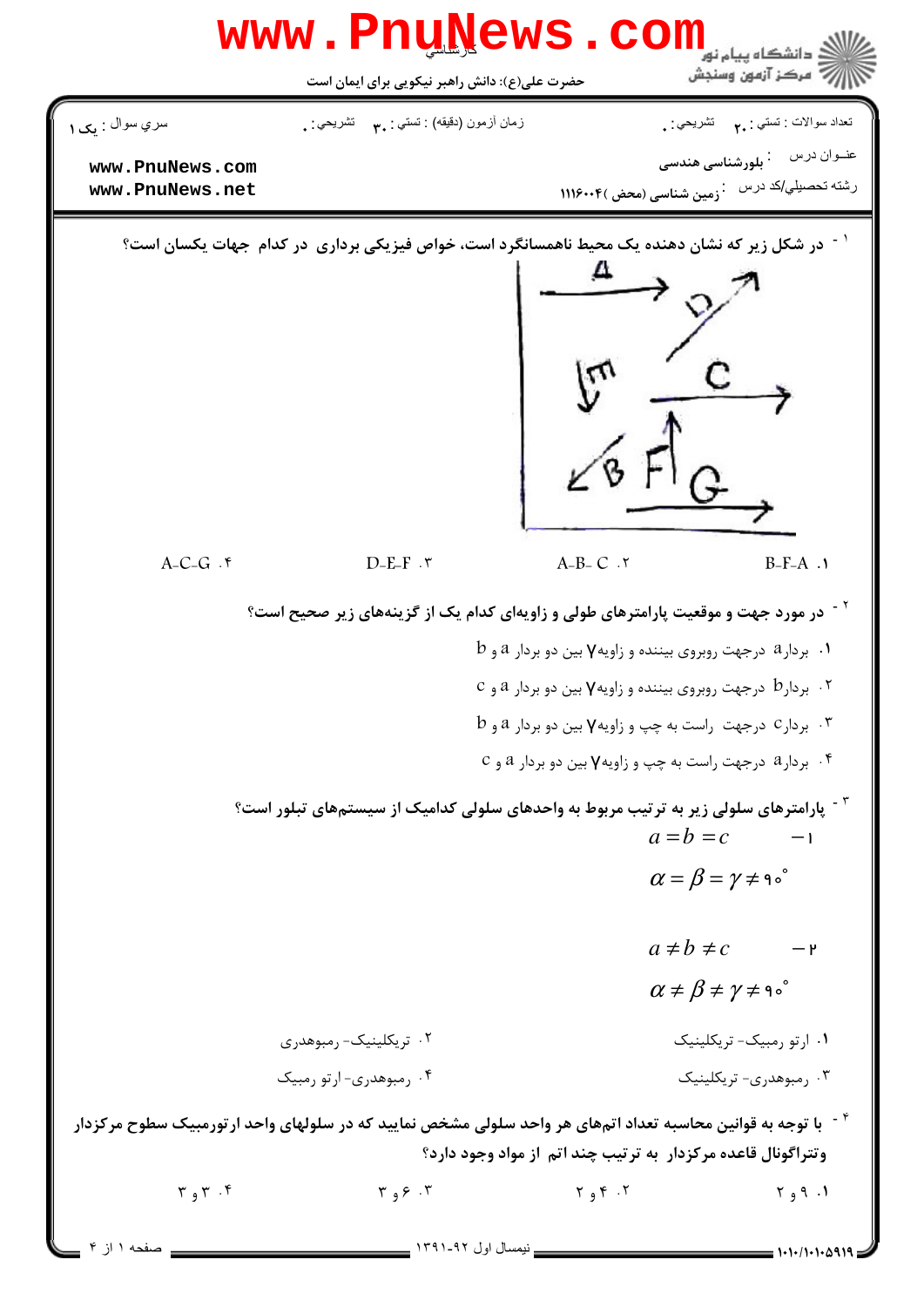کارشناسی

حضرت علی(ع): دانش راهبر نیکویی برای ایمان است

دانشگاه پیام نور
مرکز آزمون وسنجش

سري سوال : یک ۱ | زمان آزمون (دقیقه) : تستی : ۳۰ تشریحی : ۰ | تعداد سوالات : تستی : ۲۰ تشریحی : ۰

عنوان درس : بلورشناسی هندسی

رشته تحصیلی/کد درس : زمین شناسی (محض )۱۱۱۶۰۰۴

www.PnuNews.com
www.PnuNews.net

۱ - در شکل زیر که نشان دهنده یک محیط ناهمسانگرد است، خواص فیزیکی برداری در کدام جهات یکسان است؟

۱. B-F-A
۲. A-B- C
۳. D-E-F
۴. A-C-G

۲ - در مورد جهت و موقعیت پارامترهای طولی و زاویه‌ای کدام یک از گزینه‌های زیر صحیح است؟

۱. بردار a درجهت روبروی بیننده و زاویه $\gamma$ بین دو بردار a و b
۲. بردار b درجهت روبروی بیننده و زاویه $\gamma$ بین دو بردار a و c
۳. بردار c درجهت راست به چپ و زاویه $\gamma$ بین دو بردار a و b
۴. بردار a درجهت راست به چپ و زاویه $\gamma$ بین دو بردار a و c

۳ - پارامترهای سلولی زیر به ترتیب مربوط به واحدهای سلولی کدامیک از سیستم‌های تبلور است؟

۱- $a = b = c$

$\alpha = \beta = \gamma \neq 90^\circ$

۲- $a \neq b \neq c$

$\alpha \neq \beta \neq \gamma \neq 90^\circ$

۱. ارتو رمبیک- تریکلینیک
۲. تریکلینیک- رمبوهدری
۳. رمبوهدری- تریکلینیک
۴. رمبوهدری- ارتو رمبیک

۴ - با توجه به قوانین محاسبه تعداد اتم‌های هر واحد سلولی مشخص نمایید که در سلولهای واحد ارتورمبیک سطوح مرکزدار وتتراگونال قاعده مرکزدار به ترتیب چند اتم از مواد وجود دارد؟

۱. ۹ و ۲
۲. ۴ و ۲
۳. ۶ و ۳
۴. ۳ و ۳

نیمسال اول ۹۲-۱۳۹۱

۱۰۱۰/۱۰۱۰۵۹۱۹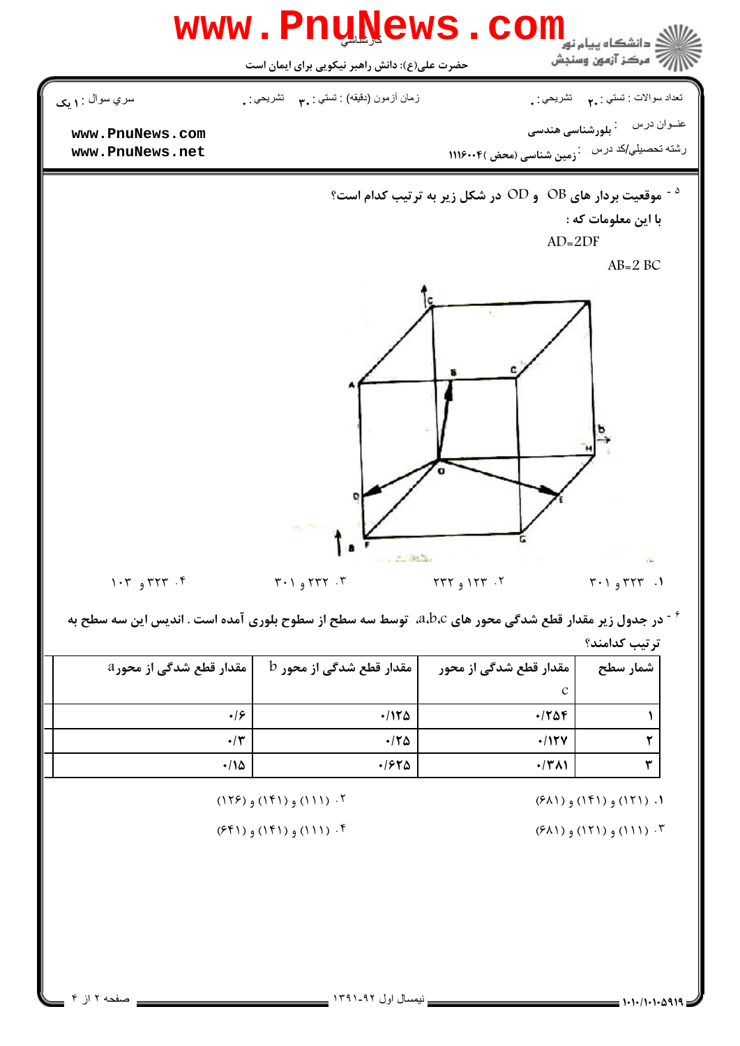۵ - موقعیت بردار های OB و OD در شکل زیر به ترتیب کدام است؟

با این معلومات که :

AD=2DF

AB=2 BC

۱. ۳۲۳ و ۳۰۱

۲. ۱۲۳ و ۲۳۲

۳. ۲۳۲ و ۳۰۱

۴. ۳۲۳ و ۱۰۳

۶ - در جدول زیر مقدار قطع شدگی محور های a،b،c، توسط سه سطح از سطوح بلوری آمده است . اندیس این سه سطح به ترتیب کدامند؟

| شمار سطح | مقدار قطع شدگی از محور c | مقدار قطع شدگی از محور b | مقدار قطع شدگی از محور a |
|---|---|---|---|
| ۱ | ۰/۲۵۴ | ۰/۱۲۵ | ۰/۶ |
| ۲ | ۰/۱۲۷ | ۰/۲۵ | ۰/۳ |
| ۳ | ۰/۳۸۱ | ۰/۶۲۵ | ۰/۱۵ |

۱. (۱۲۱) و (۱۴۱) و (۶۸۱)

۲. (۱۱۱) و (۱۴۱) و (۱۲۶)

۳. (۱۱۱) و (۱۲۱) و (۶۸۱)

۴. (۱۱۱) و (۱۴۱) و (۶۴۱)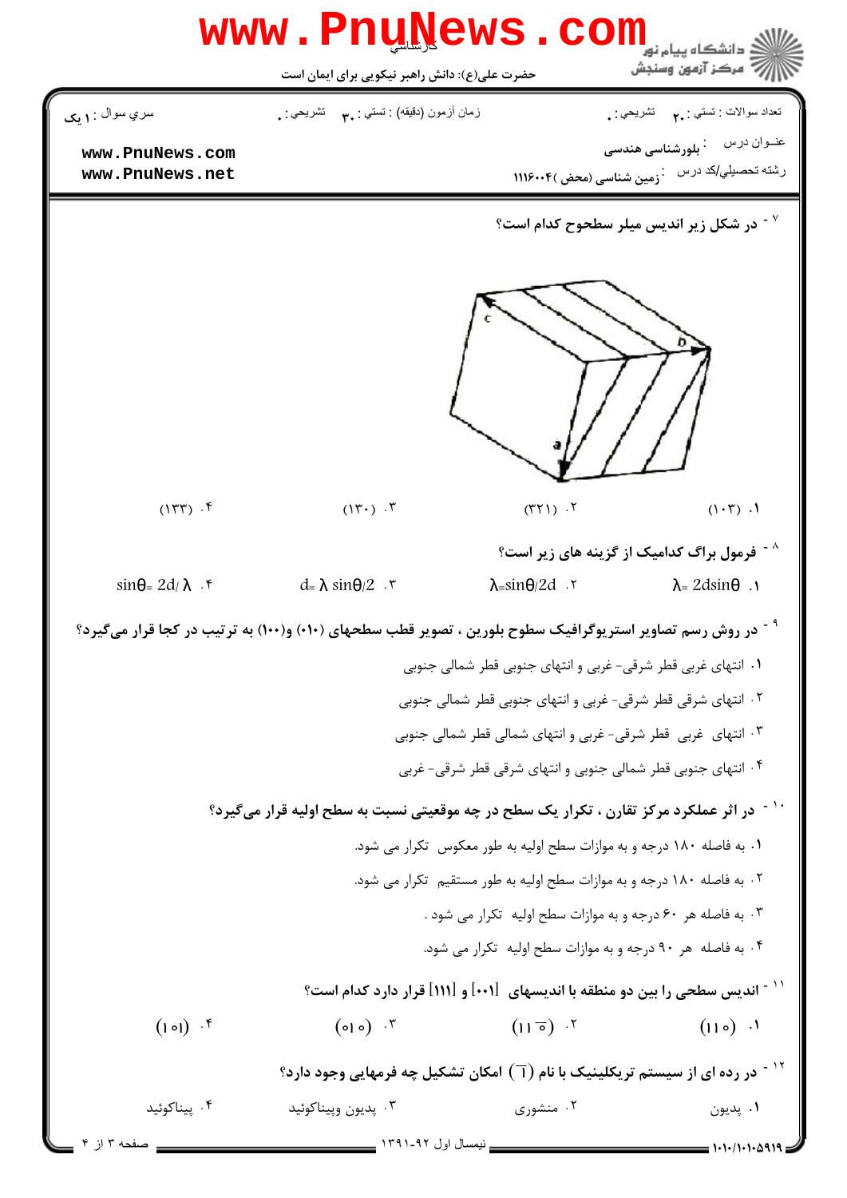تعداد سوالات : تستی : ۲۰ تشریحی : ۰ | زمان آزمون (دقیقه) : تستی : ۳۰ تشریحی : ۰ | سري سوال : ۱ یک

عنوان درس : بلورشناسی هندسی

رشته تحصیلي/کد درس : زمین شناسی (محض) ۱۱۱۶۰۰۴

۷- در شکل زیر اندیس میلر سطحوح کدام است؟

۱. (۱۰۳)　　۲. (۳۲۱)　　۳. (۱۳۰)　　۴. (۱۳۳)

۸- فرمول براگ کدامیک از گزینه های زیر است؟

۱. $\lambda = 2d\sin\theta$　　۲. $\lambda = \sin\theta/2d$　　۳. $d = \lambda \sin\theta/2$　　۴. $\sin\theta = 2d/\lambda$

۹- در روش رسم تصاویر استریوگرافیک سطوح بلورین ، تصویر قطب سطحهای (۰۱۰) و(۱۰۰) به ترتیب در کجا قرار می‌گیرد؟

۱. انتهای غربی قطر شرقی- غربی و انتهای جنوبی قطر شمالی جنوبی

۲. انتهای شرقی قطر شرقی- غربی و انتهای جنوبی قطر شمالی جنوبی

۳. انتهای غربی قطر شرقی- غربی و انتهای شمالی قطر شمالی جنوبی

۴. انتهای جنوبی قطر شمالی جنوبی و انتهای شرقی قطر شرقی- غربی

۱۰- در اثر عملکرد مرکز تقارن ، تکرار یک سطح در چه موقعیتی نسبت به سطح اولیه قرار می‌گیرد؟

۱. به فاصله ۱۸۰ درجه و به موازات سطح اولیه به طور معکوس تکرار می شود.

۲. به فاصله ۱۸۰ درجه و به موازات سطح اولیه به طور مستقیم تکرار می شود.

۳. به فاصله هر ۶۰ درجه و به موازات سطح اولیه تکرار می شود .

۴. به فاصله هر ۹۰ درجه و به موازات سطح اولیه تکرار می شود.

۱۱- اندیس سطحی را بین دو منطقه با اندیسهای [۰۰۱] و [۱۱۱] قرار دارد کدام است؟

۱. (۱۱۰)　　۲. $(1\bar{1}0)$　　۳. (۰۱۰)　　۴. (۱۰۱)

۱۲- در رده ای از سیستم تریکلینیک با نام $(\bar{1})$ امکان تشکیل چه فرمهایی وجود دارد؟

۱. پدیون　　۲. منشوری　　۳. پدیون وپیناکوئید　　۴. پیناکوئید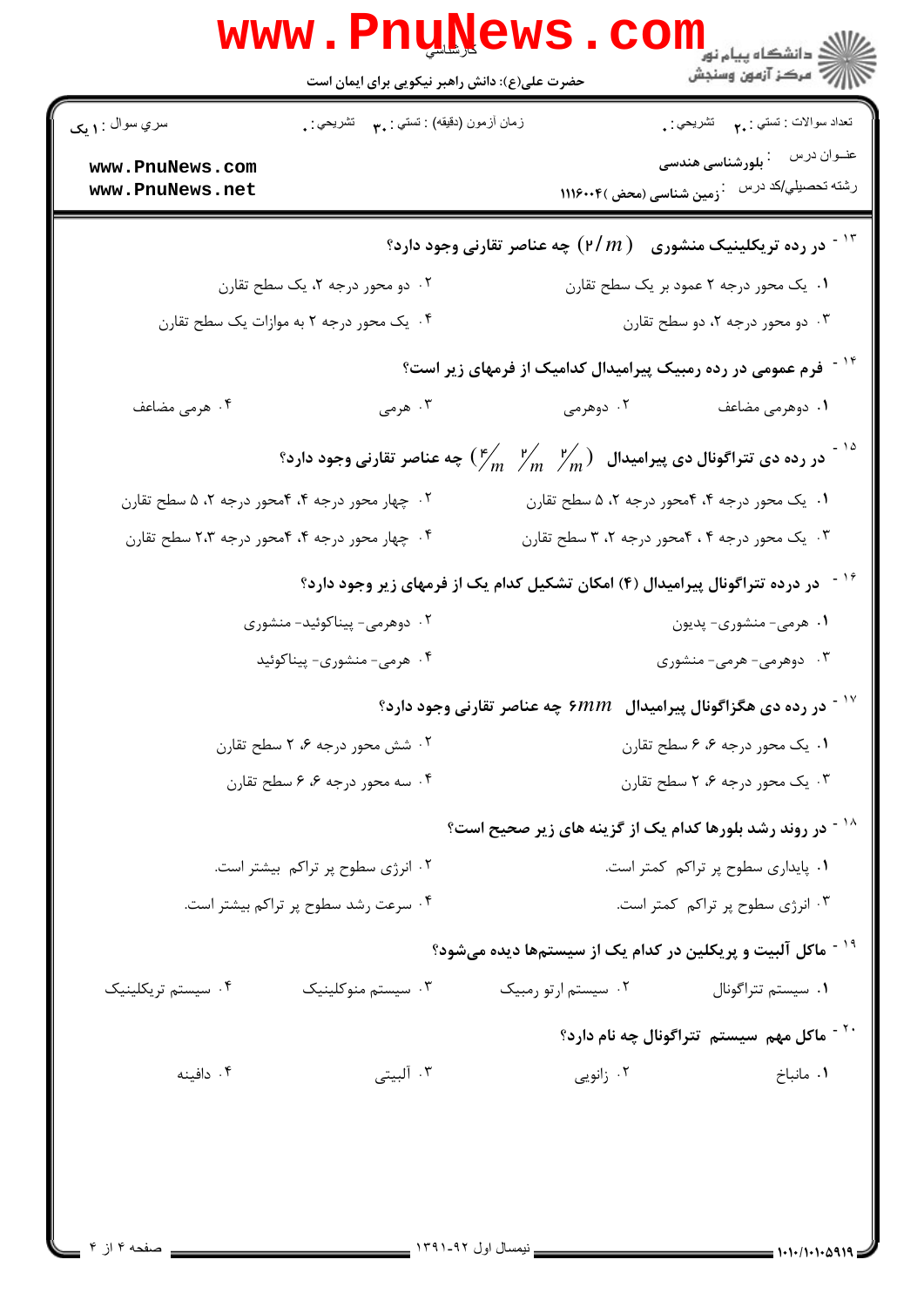۱۳ - در رده تریکلینیک منشوری $(2/m)$ چه عناصر تقارنی وجود دارد؟

۱. یک محور درجه ۲ عمود بر یک سطح تقارن
۲. دو محور درجه ۲، یک سطح تقارن
۳. دو محور درجه ۲، دو سطح تقارن
۴. یک محور درجه ۲ به موازات یک سطح تقارن

۱۴ - فرم عمومی در رده رمبیک پیرامیدال کدامیک از فرمهای زیر است؟

۱. دوهرمی مضاعف
۲. دوهرمی
۳. هرمی
۴. هرمی مضاعف

۱۵ - در رده دی تتراگونال دی پیرامیدال $\left(\frac{4}{m}\ \frac{2}{m}\ \frac{2}{m}\right)$ چه عناصر تقارنی وجود دارد؟

۱. یک محور درجه ۴، ۴محور درجه ۲، ۵ سطح تقارن
۲. چهار محور درجه ۴، ۴محور درجه ۲، ۵ سطح تقارن
۳. یک محور درجه ۴ ، ۴محور درجه ۲، ۳ سطح تقارن
۴. چهار محور درجه ۴، ۴محور درجه ۲،۳ سطح تقارن

۱۶ - در رده تتراگونال پیرامیدال (۴) امکان تشکیل کدام یک از فرمهای زیر وجود دارد؟

۱. هرمی- منشوری- پدیون
۲. دوهرمی- پیناکوئید- منشوری
۳. دوهرمی- هرمی- منشوری
۴. هرمی- منشوری- پیناکوئید

۱۷ - در رده دی هگزاگونال پیرامیدال $6mm$ چه عناصر تقارنی وجود دارد؟

۱. یک محور درجه ۶، ۶ سطح تقارن
۲. شش محور درجه ۶، ۲ سطح تقارن
۳. یک محور درجه ۶، ۲ سطح تقارن
۴. سه محور درجه ۶، ۶ سطح تقارن

۱۸ - در روند رشد بلورها کدام یک از گزینه های زیر صحیح است؟

۱. پایداری سطوح پر تراکم کمتر است.
۲. انرژی سطوح پر تراکم بیشتر است.
۳. انرژی سطوح پر تراکم کمتر است.
۴. سرعت رشد سطوح پر تراکم بیشتر است.

۱۹ - ماکل آلبیت و پریکلین در کدام یک از سیستمها دیده میشود؟

۱. سیستم تتراگونال
۲. سیستم ارتو رمبیک
۳. سیستم منوکلینیک
۴. سیستم تریکلینیک

۲۰ - ماکل مهم سیستم تتراگونال چه نام دارد؟

۱. مانباخ
۲. زانویی
۳. آلبیتی
۴. دافینه